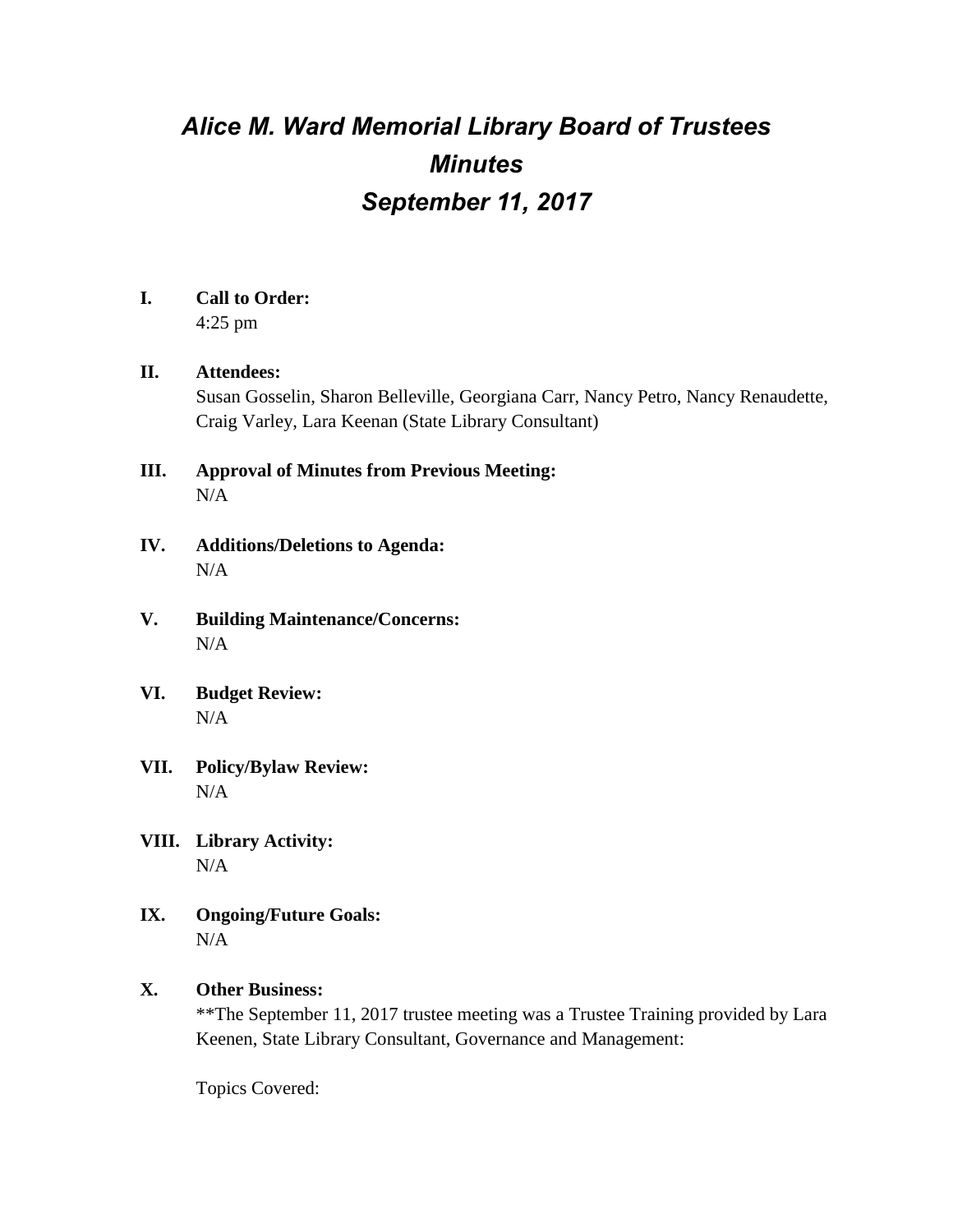# *Alice M. Ward Memorial Library Board of Trustees*
# *Minutes*
# *September 11, 2017*

**I. Call to Order:**
4:25 pm

**II. Attendees:**
Susan Gosselin, Sharon Belleville, Georgiana Carr, Nancy Petro, Nancy Renaudette, Craig Varley, Lara Keenan (State Library Consultant)

**III. Approval of Minutes from Previous Meeting:**
N/A

**IV. Additions/Deletions to Agenda:**
N/A

**V. Building Maintenance/Concerns:**
N/A

**VI. Budget Review:**
N/A

**VII. Policy/Bylaw Review:**
N/A

**VIII. Library Activity:**
N/A

**IX. Ongoing/Future Goals:**
N/A

**X. Other Business:**
**The September 11, 2017 trustee meeting was a Trustee Training provided by Lara Keenen, State Library Consultant, Governance and Management:

Topics Covered: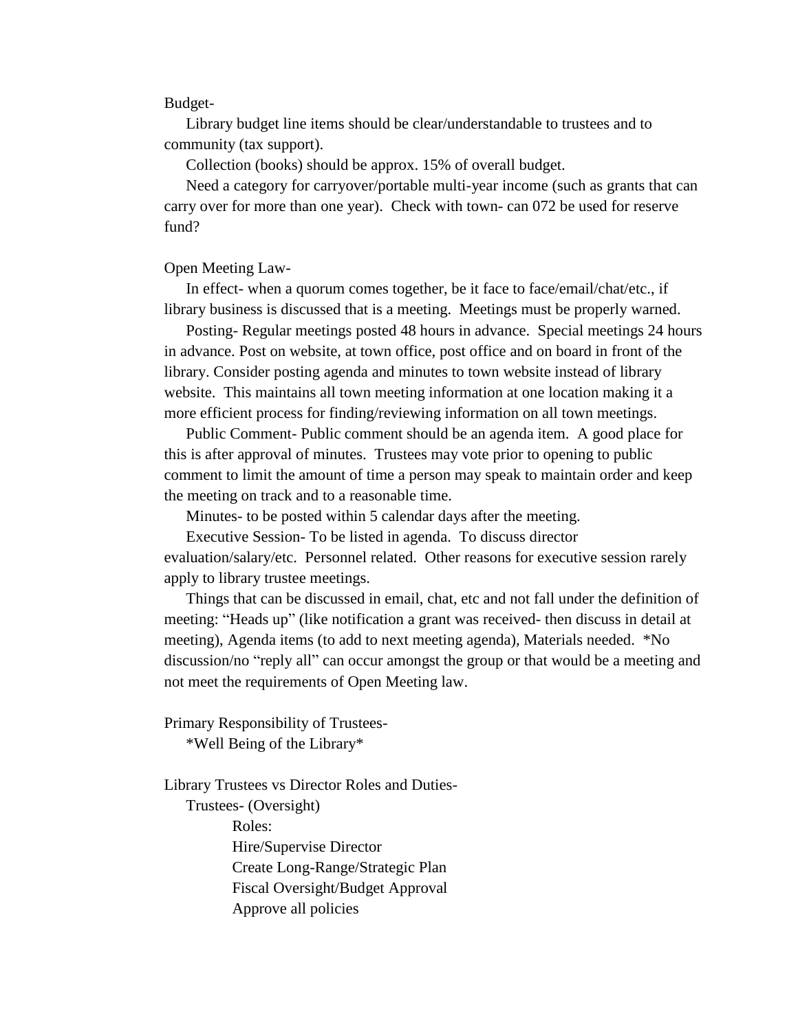Budget-

Library budget line items should be clear/understandable to trustees and to community (tax support).

Collection (books) should be approx. 15% of overall budget.

Need a category for carryover/portable multi-year income (such as grants that can carry over for more than one year). Check with town- can 072 be used for reserve fund?

Open Meeting Law-

In effect- when a quorum comes together, be it face to face/email/chat/etc., if library business is discussed that is a meeting. Meetings must be properly warned.

Posting- Regular meetings posted 48 hours in advance. Special meetings 24 hours in advance. Post on website, at town office, post office and on board in front of the library. Consider posting agenda and minutes to town website instead of library website. This maintains all town meeting information at one location making it a more efficient process for finding/reviewing information on all town meetings.

Public Comment- Public comment should be an agenda item. A good place for this is after approval of minutes. Trustees may vote prior to opening to public comment to limit the amount of time a person may speak to maintain order and keep the meeting on track and to a reasonable time.

Minutes- to be posted within 5 calendar days after the meeting.

Executive Session- To be listed in agenda. To discuss director evaluation/salary/etc. Personnel related. Other reasons for executive session rarely apply to library trustee meetings.

Things that can be discussed in email, chat, etc and not fall under the definition of meeting: "Heads up" (like notification a grant was received- then discuss in detail at meeting), Agenda items (to add to next meeting agenda), Materials needed. *No discussion/no "reply all" can occur amongst the group or that would be a meeting and not meet the requirements of Open Meeting law.

Primary Responsibility of Trustees-

*Well Being of the Library*

Library Trustees vs Director Roles and Duties-

Trustees- (Oversight)

Roles:

- Hire/Supervise Director
- Create Long-Range/Strategic Plan
- Fiscal Oversight/Budget Approval
- Approve all policies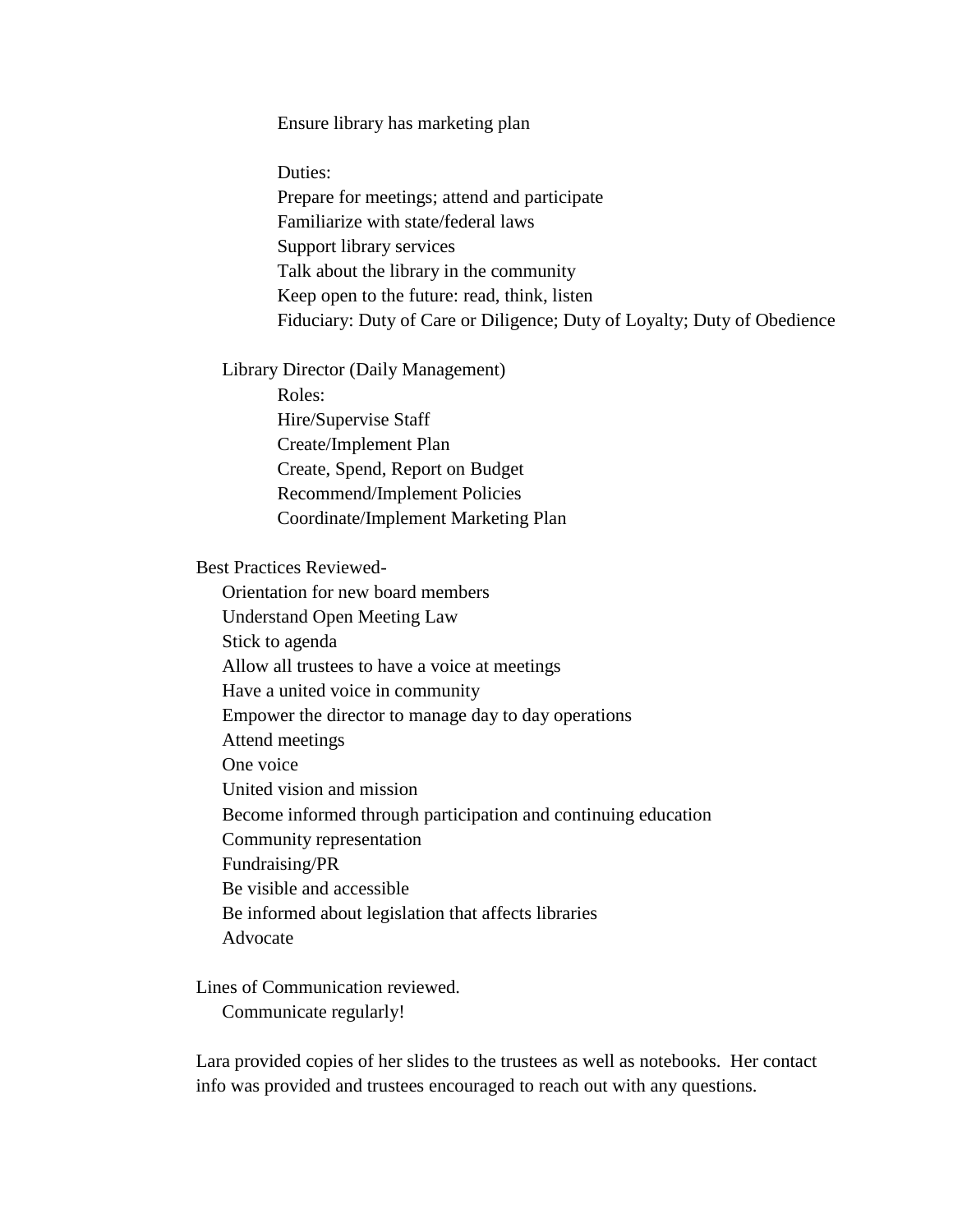Ensure library has marketing plan

Duties:
- Prepare for meetings; attend and participate
- Familiarize with state/federal laws
- Support library services
- Talk about the library in the community
- Keep open to the future: read, think, listen
- Fiduciary: Duty of Care or Diligence; Duty of Loyalty; Duty of Obedience

Library Director (Daily Management)

Roles:
- Hire/Supervise Staff
- Create/Implement Plan
- Create, Spend, Report on Budget
- Recommend/Implement Policies
- Coordinate/Implement Marketing Plan

Best Practices Reviewed-
- Orientation for new board members
- Understand Open Meeting Law
- Stick to agenda
- Allow all trustees to have a voice at meetings
- Have a united voice in community
- Empower the director to manage day to day operations
- Attend meetings
- One voice
- United vision and mission
- Become informed through participation and continuing education
- Community representation
- Fundraising/PR
- Be visible and accessible
- Be informed about legislation that affects libraries
- Advocate

Lines of Communication reviewed.
- Communicate regularly!

Lara provided copies of her slides to the trustees as well as notebooks. Her contact info was provided and trustees encouraged to reach out with any questions.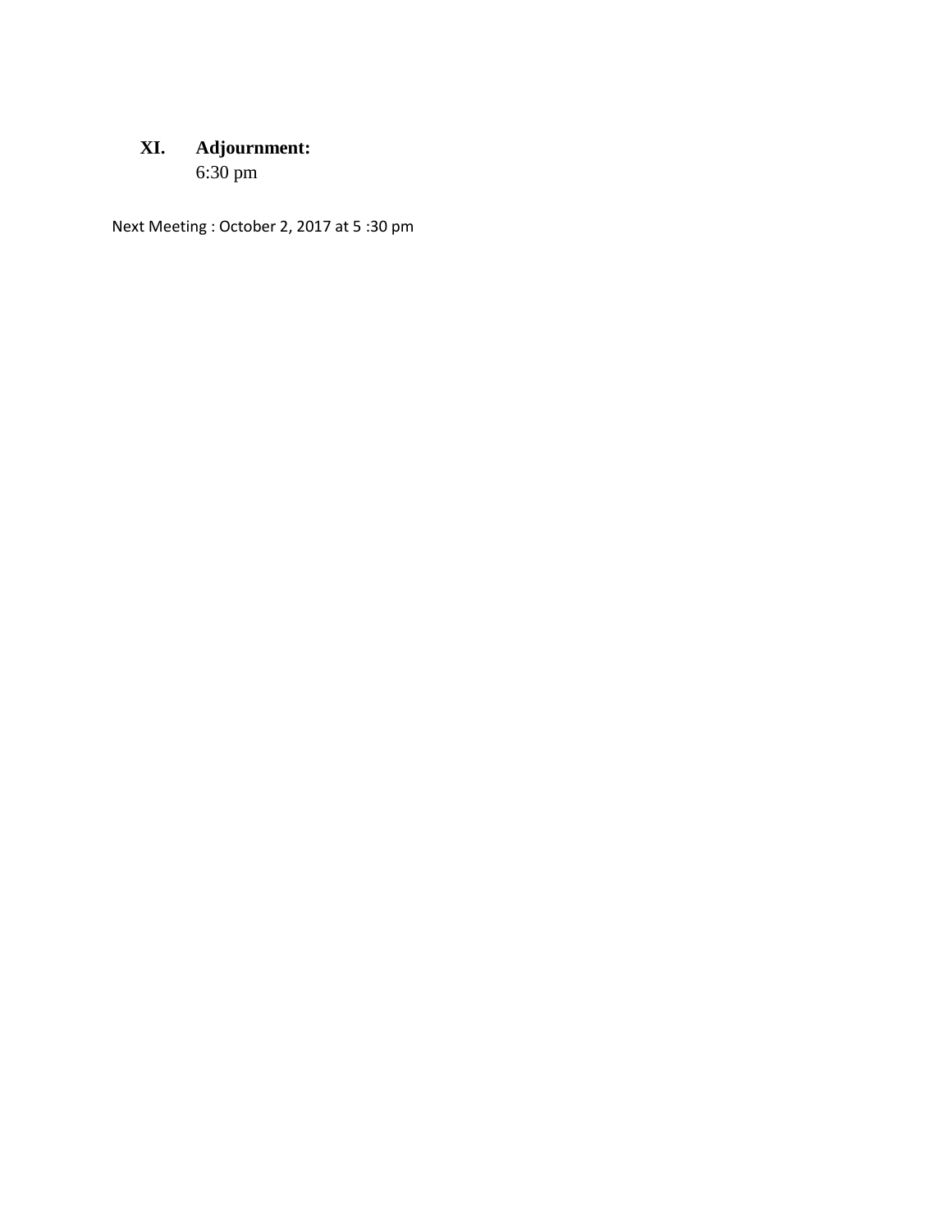**XI. Adjournment:**
6:30 pm

Next Meeting : October 2, 2017 at 5 :30 pm